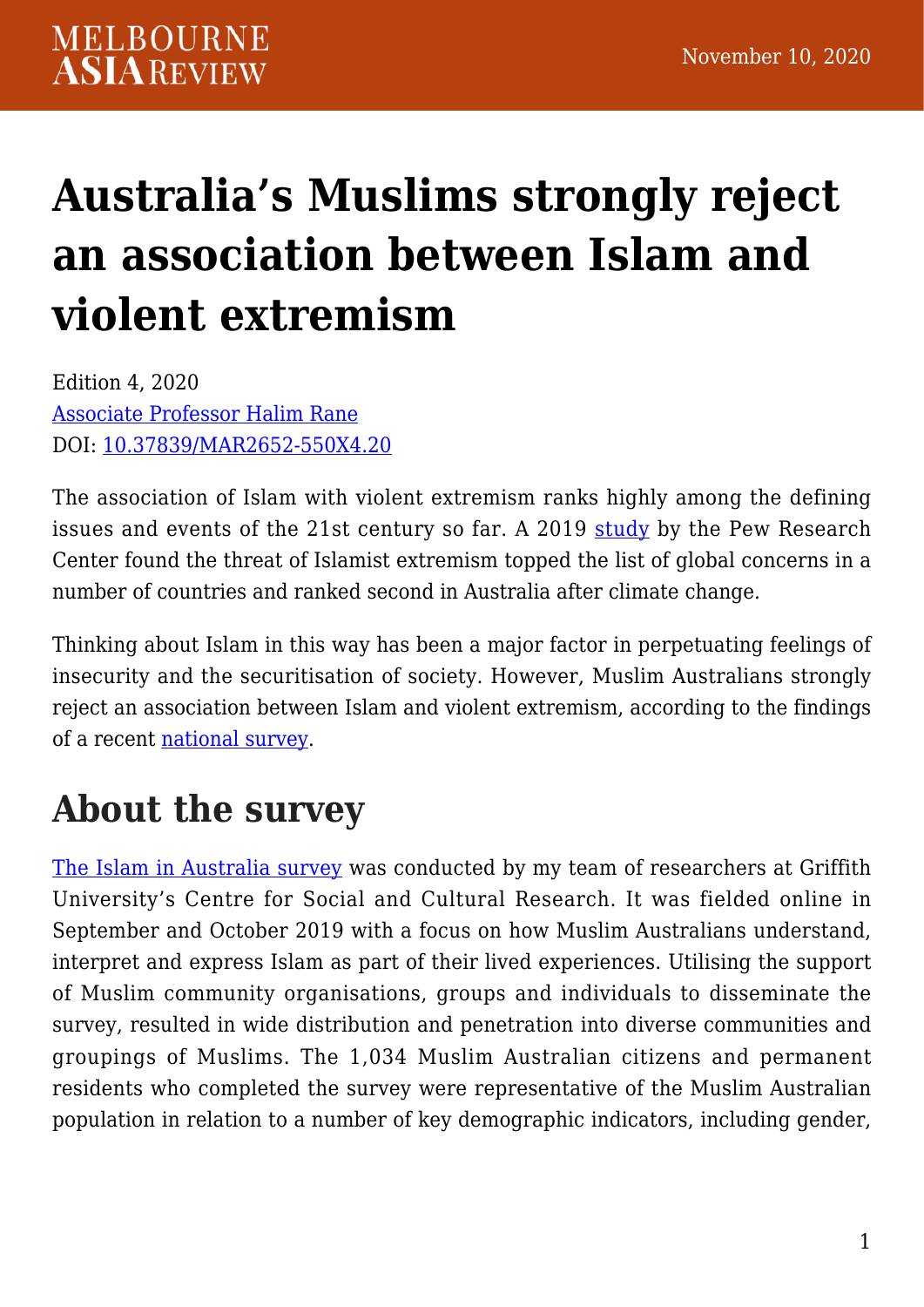# Australia's Muslims strongly reject an association between Islam and violent extremism

Edition 4, 2020
[Associate Professor Halim Rane]
DOI: [10.37839/MAR2652-550X4.20]

The association of Islam with violent extremism ranks highly among the defining issues and events of the 21st century so far. A 2019 study by the Pew Research Center found the threat of Islamist extremism topped the list of global concerns in a number of countries and ranked second in Australia after climate change.

Thinking about Islam in this way has been a major factor in perpetuating feelings of insecurity and the securitisation of society. However, Muslim Australians strongly reject an association between Islam and violent extremism, according to the findings of a recent national survey.

## About the survey

The Islam in Australia survey was conducted by my team of researchers at Griffith University's Centre for Social and Cultural Research. It was fielded online in September and October 2019 with a focus on how Muslim Australians understand, interpret and express Islam as part of their lived experiences. Utilising the support of Muslim community organisations, groups and individuals to disseminate the survey, resulted in wide distribution and penetration into diverse communities and groupings of Muslims. The 1,034 Muslim Australian citizens and permanent residents who completed the survey were representative of the Muslim Australian population in relation to a number of key demographic indicators, including gender,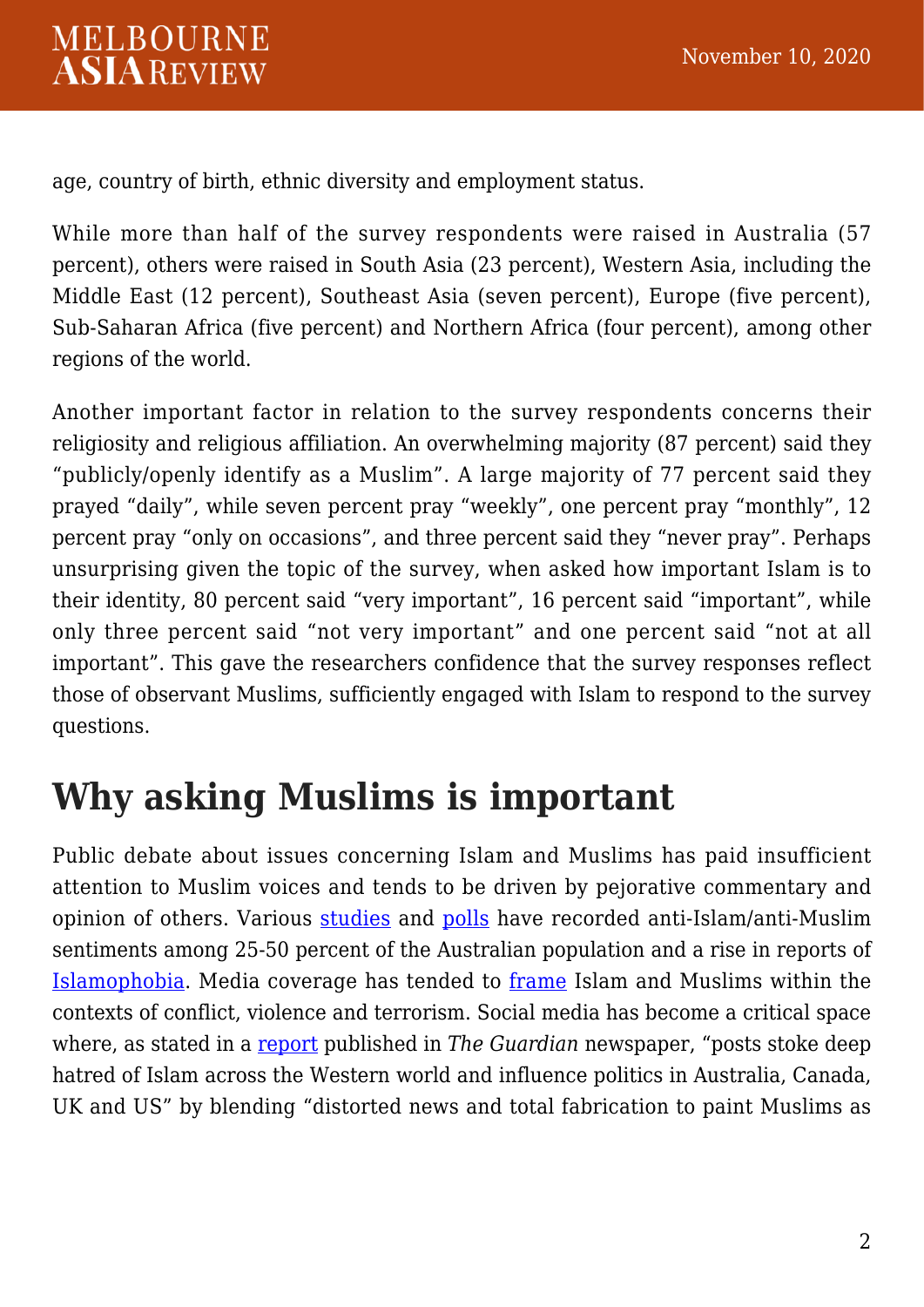age, country of birth, ethnic diversity and employment status.

While more than half of the survey respondents were raised in Australia (57 percent), others were raised in South Asia (23 percent), Western Asia, including the Middle East (12 percent), Southeast Asia (seven percent), Europe (five percent), Sub-Saharan Africa (five percent) and Northern Africa (four percent), among other regions of the world.

Another important factor in relation to the survey respondents concerns their religiosity and religious affiliation. An overwhelming majority (87 percent) said they "publicly/openly identify as a Muslim". A large majority of 77 percent said they prayed "daily", while seven percent pray "weekly", one percent pray "monthly", 12 percent pray "only on occasions", and three percent said they "never pray". Perhaps unsurprising given the topic of the survey, when asked how important Islam is to their identity, 80 percent said "very important", 16 percent said "important", while only three percent said "not very important" and one percent said "not at all important". This gave the researchers confidence that the survey responses reflect those of observant Muslims, sufficiently engaged with Islam to respond to the survey questions.

## Why asking Muslims is important

Public debate about issues concerning Islam and Muslims has paid insufficient attention to Muslim voices and tends to be driven by pejorative commentary and opinion of others. Various studies and polls have recorded anti-Islam/anti-Muslim sentiments among 25-50 percent of the Australian population and a rise in reports of Islamophobia. Media coverage has tended to frame Islam and Muslims within the contexts of conflict, violence and terrorism. Social media has become a critical space where, as stated in a report published in *The Guardian* newspaper, "posts stoke deep hatred of Islam across the Western world and influence politics in Australia, Canada, UK and US" by blending "distorted news and total fabrication to paint Muslims as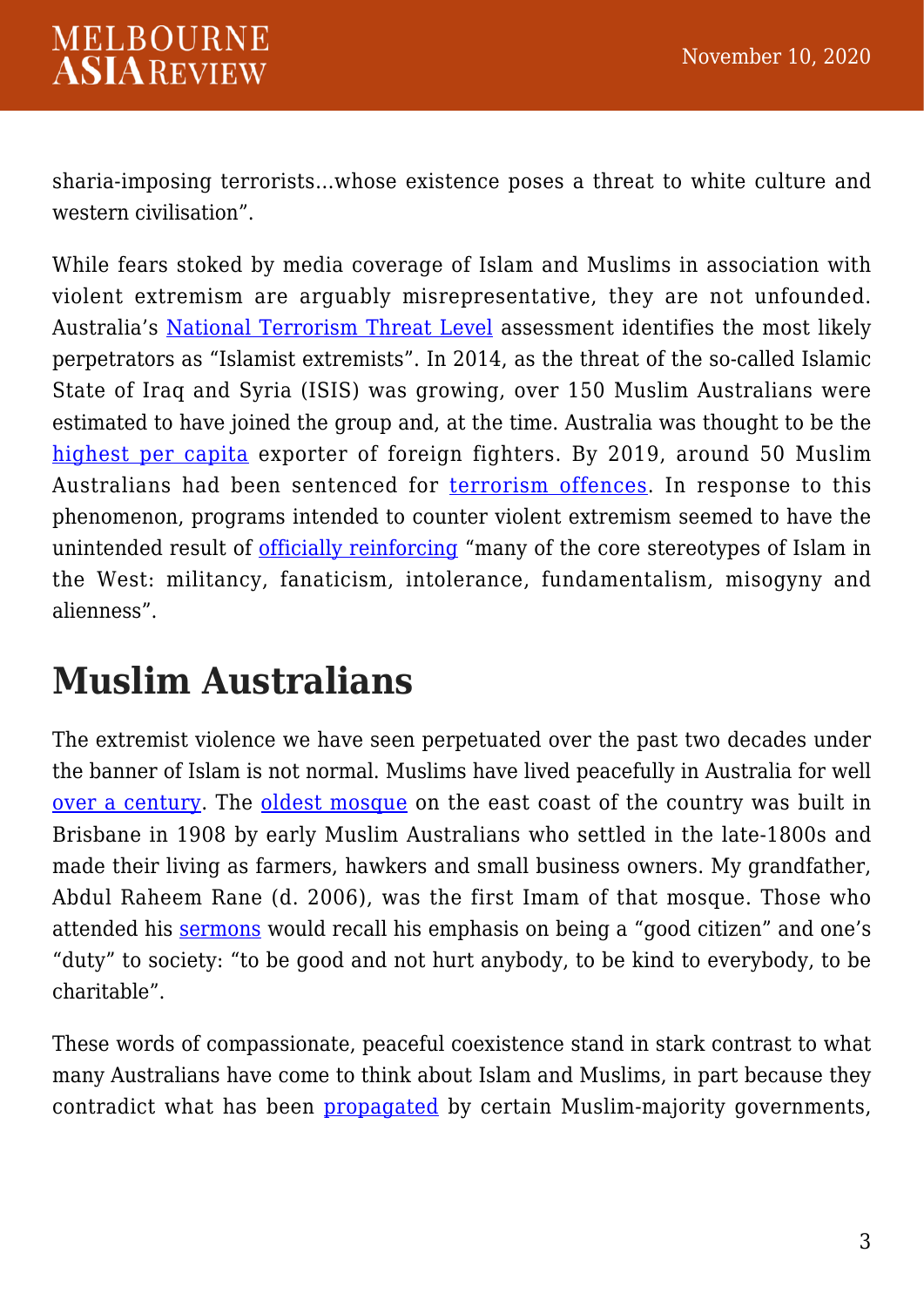sharia-imposing terrorists…whose existence poses a threat to white culture and western civilisation".

While fears stoked by media coverage of Islam and Muslims in association with violent extremism are arguably misrepresentative, they are not unfounded. Australia's National Terrorism Threat Level assessment identifies the most likely perpetrators as "Islamist extremists". In 2014, as the threat of the so-called Islamic State of Iraq and Syria (ISIS) was growing, over 150 Muslim Australians were estimated to have joined the group and, at the time. Australia was thought to be the highest per capita exporter of foreign fighters. By 2019, around 50 Muslim Australians had been sentenced for terrorism offences. In response to this phenomenon, programs intended to counter violent extremism seemed to have the unintended result of officially reinforcing "many of the core stereotypes of Islam in the West: militancy, fanaticism, intolerance, fundamentalism, misogyny and alienness".

# Muslim Australians

The extremist violence we have seen perpetuated over the past two decades under the banner of Islam is not normal. Muslims have lived peacefully in Australia for well over a century. The oldest mosque on the east coast of the country was built in Brisbane in 1908 by early Muslim Australians who settled in the late-1800s and made their living as farmers, hawkers and small business owners. My grandfather, Abdul Raheem Rane (d. 2006), was the first Imam of that mosque. Those who attended his sermons would recall his emphasis on being a "good citizen" and one's "duty" to society: "to be good and not hurt anybody, to be kind to everybody, to be charitable".

These words of compassionate, peaceful coexistence stand in stark contrast to what many Australians have come to think about Islam and Muslims, in part because they contradict what has been propagated by certain Muslim-majority governments,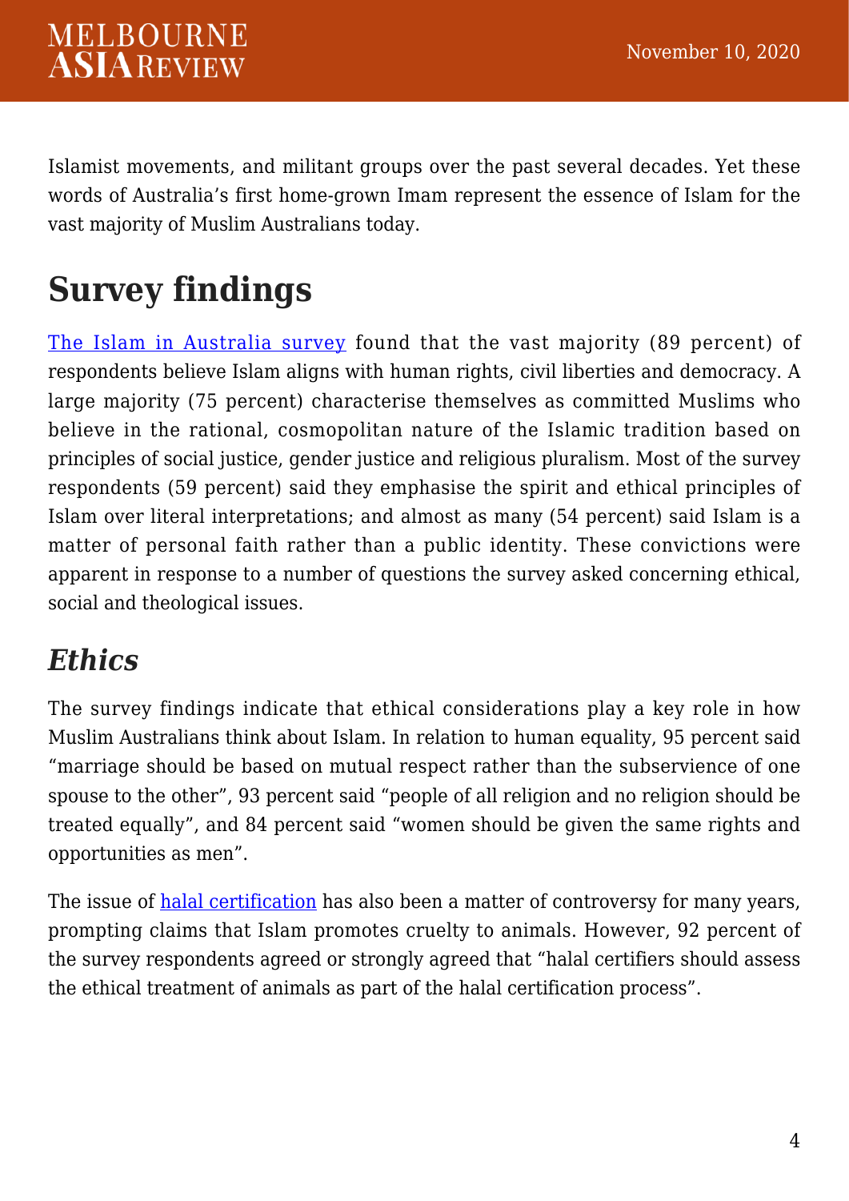Islamist movements, and militant groups over the past several decades. Yet these words of Australia's first home-grown Imam represent the essence of Islam for the vast majority of Muslim Australians today.

## Survey findings

The Islam in Australia survey found that the vast majority (89 percent) of respondents believe Islam aligns with human rights, civil liberties and democracy. A large majority (75 percent) characterise themselves as committed Muslims who believe in the rational, cosmopolitan nature of the Islamic tradition based on principles of social justice, gender justice and religious pluralism. Most of the survey respondents (59 percent) said they emphasise the spirit and ethical principles of Islam over literal interpretations; and almost as many (54 percent) said Islam is a matter of personal faith rather than a public identity. These convictions were apparent in response to a number of questions the survey asked concerning ethical, social and theological issues.

### *Ethics*

The survey findings indicate that ethical considerations play a key role in how Muslim Australians think about Islam. In relation to human equality, 95 percent said "marriage should be based on mutual respect rather than the subservience of one spouse to the other", 93 percent said "people of all religion and no religion should be treated equally", and 84 percent said "women should be given the same rights and opportunities as men".

The issue of halal certification has also been a matter of controversy for many years, prompting claims that Islam promotes cruelty to animals. However, 92 percent of the survey respondents agreed or strongly agreed that "halal certifiers should assess the ethical treatment of animals as part of the halal certification process".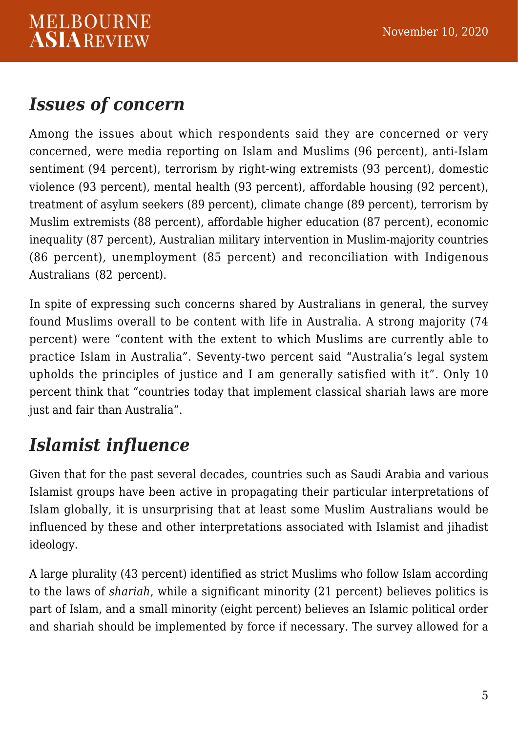## *Issues of concern*

Among the issues about which respondents said they are concerned or very concerned, were media reporting on Islam and Muslims (96 percent), anti-Islam sentiment (94 percent), terrorism by right-wing extremists (93 percent), domestic violence (93 percent), mental health (93 percent), affordable housing (92 percent), treatment of asylum seekers (89 percent), climate change (89 percent), terrorism by Muslim extremists (88 percent), affordable higher education (87 percent), economic inequality (87 percent), Australian military intervention in Muslim-majority countries (86 percent), unemployment (85 percent) and reconciliation with Indigenous Australians (82 percent).

In spite of expressing such concerns shared by Australians in general, the survey found Muslims overall to be content with life in Australia. A strong majority (74 percent) were "content with the extent to which Muslims are currently able to practice Islam in Australia". Seventy-two percent said "Australia's legal system upholds the principles of justice and I am generally satisfied with it". Only 10 percent think that "countries today that implement classical shariah laws are more just and fair than Australia".

## *Islamist influence*

Given that for the past several decades, countries such as Saudi Arabia and various Islamist groups have been active in propagating their particular interpretations of Islam globally, it is unsurprising that at least some Muslim Australians would be influenced by these and other interpretations associated with Islamist and jihadist ideology.

A large plurality (43 percent) identified as strict Muslims who follow Islam according to the laws of *shariah*, while a significant minority (21 percent) believes politics is part of Islam, and a small minority (eight percent) believes an Islamic political order and shariah should be implemented by force if necessary. The survey allowed for a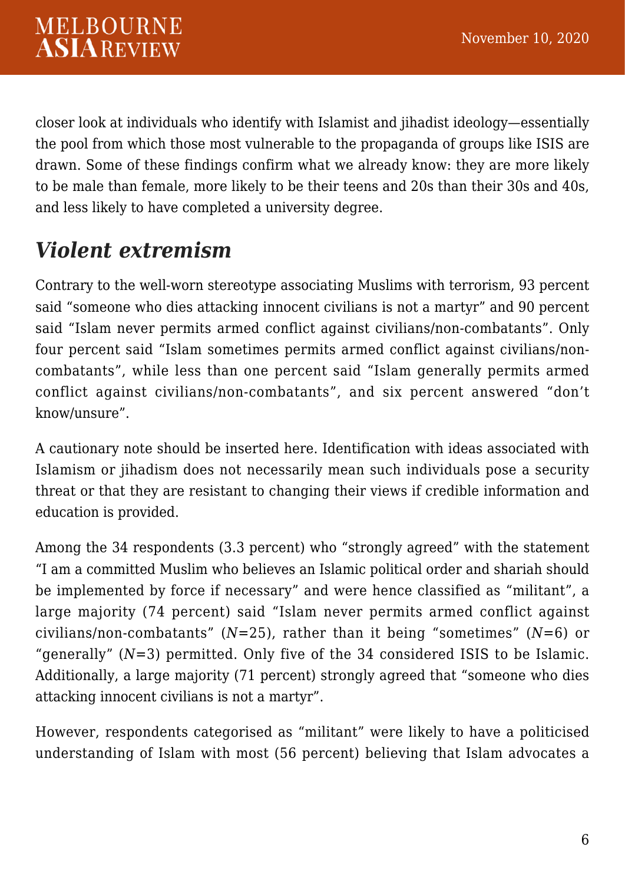closer look at individuals who identify with Islamist and jihadist ideology—essentially the pool from which those most vulnerable to the propaganda of groups like ISIS are drawn. Some of these findings confirm what we already know: they are more likely to be male than female, more likely to be their teens and 20s than their 30s and 40s, and less likely to have completed a university degree.

## *Violent extremism*

Contrary to the well-worn stereotype associating Muslims with terrorism, 93 percent said "someone who dies attacking innocent civilians is not a martyr" and 90 percent said "Islam never permits armed conflict against civilians/non-combatants". Only four percent said "Islam sometimes permits armed conflict against civilians/non-combatants", while less than one percent said "Islam generally permits armed conflict against civilians/non-combatants", and six percent answered "don't know/unsure".

A cautionary note should be inserted here. Identification with ideas associated with Islamism or jihadism does not necessarily mean such individuals pose a security threat or that they are resistant to changing their views if credible information and education is provided.

Among the 34 respondents (3.3 percent) who "strongly agreed" with the statement "I am a committed Muslim who believes an Islamic political order and shariah should be implemented by force if necessary" and were hence classified as "militant", a large majority (74 percent) said "Islam never permits armed conflict against civilians/non-combatants" ($N$=25), rather than it being "sometimes" ($N$=6) or "generally" ($N$=3) permitted. Only five of the 34 considered ISIS to be Islamic. Additionally, a large majority (71 percent) strongly agreed that "someone who dies attacking innocent civilians is not a martyr".

However, respondents categorised as "militant" were likely to have a politicised understanding of Islam with most (56 percent) believing that Islam advocates a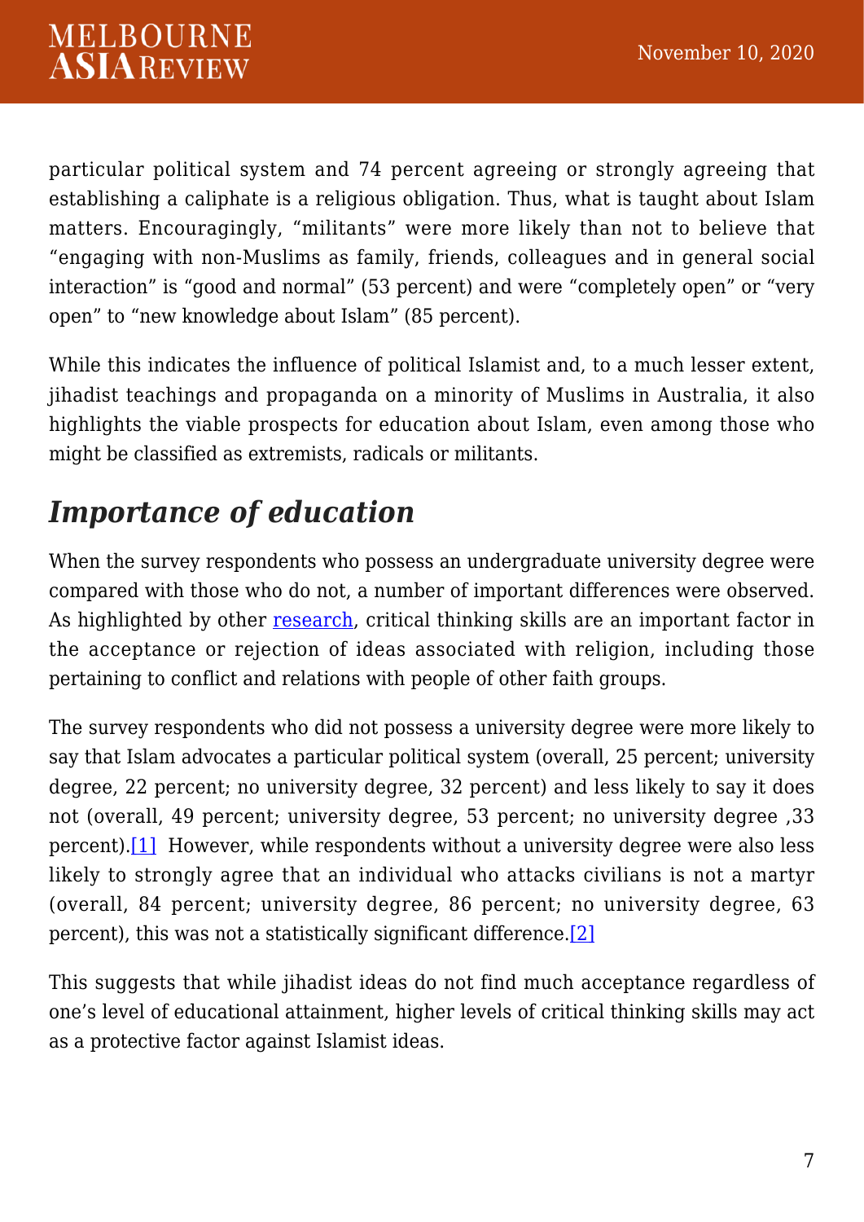particular political system and 74 percent agreeing or strongly agreeing that establishing a caliphate is a religious obligation. Thus, what is taught about Islam matters. Encouragingly, "militants" were more likely than not to believe that "engaging with non-Muslims as family, friends, colleagues and in general social interaction" is "good and normal" (53 percent) and were "completely open" or "very open" to "new knowledge about Islam" (85 percent).

While this indicates the influence of political Islamist and, to a much lesser extent, jihadist teachings and propaganda on a minority of Muslims in Australia, it also highlights the viable prospects for education about Islam, even among those who might be classified as extremists, radicals or militants.

## *Importance of education*

When the survey respondents who possess an undergraduate university degree were compared with those who do not, a number of important differences were observed. As highlighted by other research, critical thinking skills are an important factor in the acceptance or rejection of ideas associated with religion, including those pertaining to conflict and relations with people of other faith groups.

The survey respondents who did not possess a university degree were more likely to say that Islam advocates a particular political system (overall, 25 percent; university degree, 22 percent; no university degree, 32 percent) and less likely to say it does not (overall, 49 percent; university degree, 53 percent; no university degree ,33 percent).[1] However, while respondents without a university degree were also less likely to strongly agree that an individual who attacks civilians is not a martyr (overall, 84 percent; university degree, 86 percent; no university degree, 63 percent), this was not a statistically significant difference.[2]

This suggests that while jihadist ideas do not find much acceptance regardless of one's level of educational attainment, higher levels of critical thinking skills may act as a protective factor against Islamist ideas.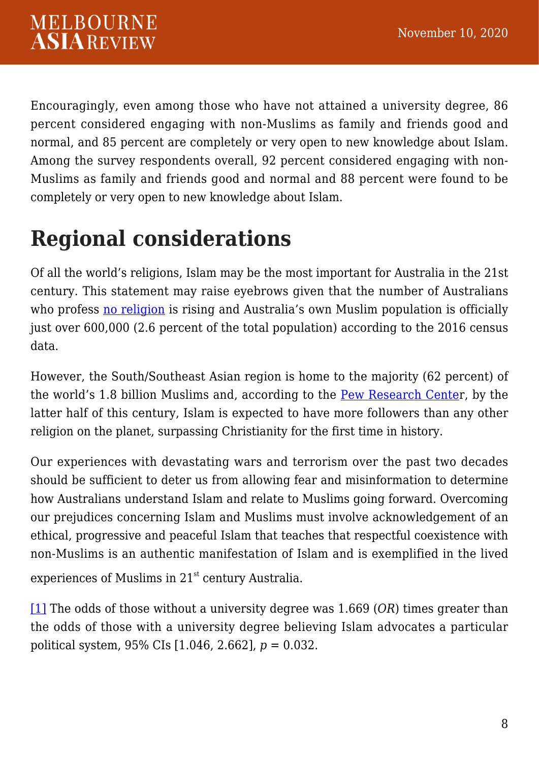Encouragingly, even among those who have not attained a university degree, 86 percent considered engaging with non-Muslims as family and friends good and normal, and 85 percent are completely or very open to new knowledge about Islam. Among the survey respondents overall, 92 percent considered engaging with non-Muslims as family and friends good and normal and 88 percent were found to be completely or very open to new knowledge about Islam.

## Regional considerations

Of all the world's religions, Islam may be the most important for Australia in the 21st century. This statement may raise eyebrows given that the number of Australians who profess no religion is rising and Australia's own Muslim population is officially just over 600,000 (2.6 percent of the total population) according to the 2016 census data.

However, the South/Southeast Asian region is home to the majority (62 percent) of the world's 1.8 billion Muslims and, according to the Pew Research Center, by the latter half of this century, Islam is expected to have more followers than any other religion on the planet, surpassing Christianity for the first time in history.

Our experiences with devastating wars and terrorism over the past two decades should be sufficient to deter us from allowing fear and misinformation to determine how Australians understand Islam and relate to Muslims going forward. Overcoming our prejudices concerning Islam and Muslims must involve acknowledgement of an ethical, progressive and peaceful Islam that teaches that respectful coexistence with non-Muslims is an authentic manifestation of Islam and is exemplified in the lived experiences of Muslims in 21st century Australia.

[1] The odds of those without a university degree was 1.669 (*OR*) times greater than the odds of those with a university degree believing Islam advocates a particular political system, 95% CIs [1.046, 2.662], $p = 0.032$.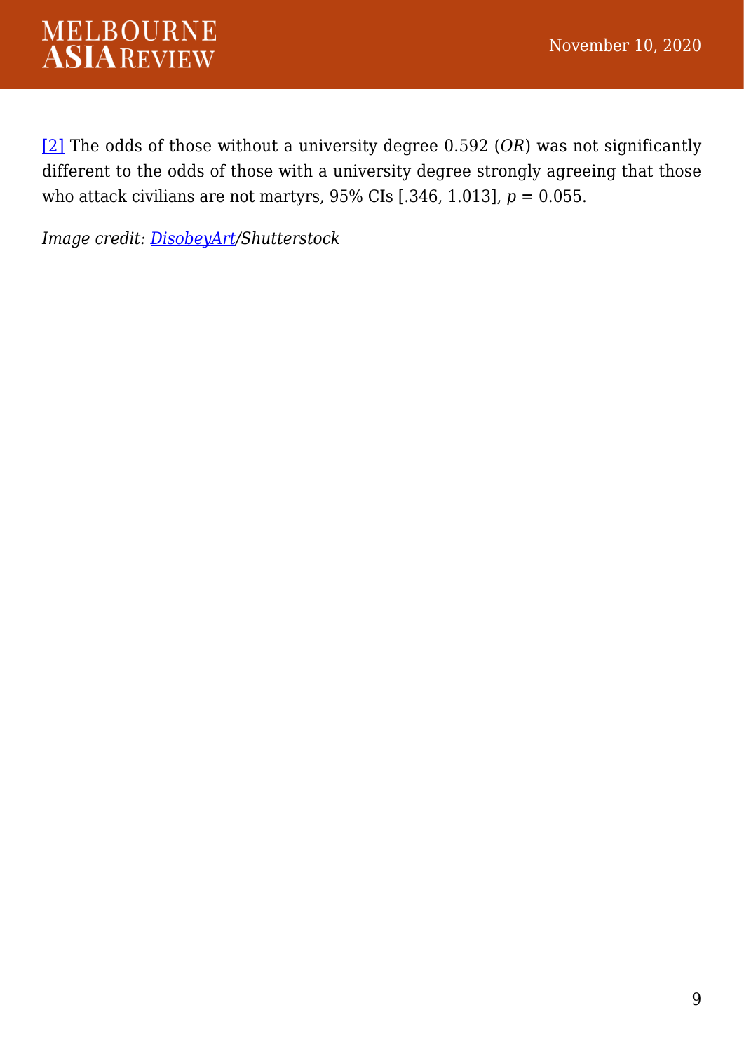[2] The odds of those without a university degree 0.592 (*OR*) was not significantly different to the odds of those with a university degree strongly agreeing that those who attack civilians are not martyrs, 95% CIs [.346, 1.013], $p = 0.055$.

*Image credit: DisobeyArt/Shutterstock*